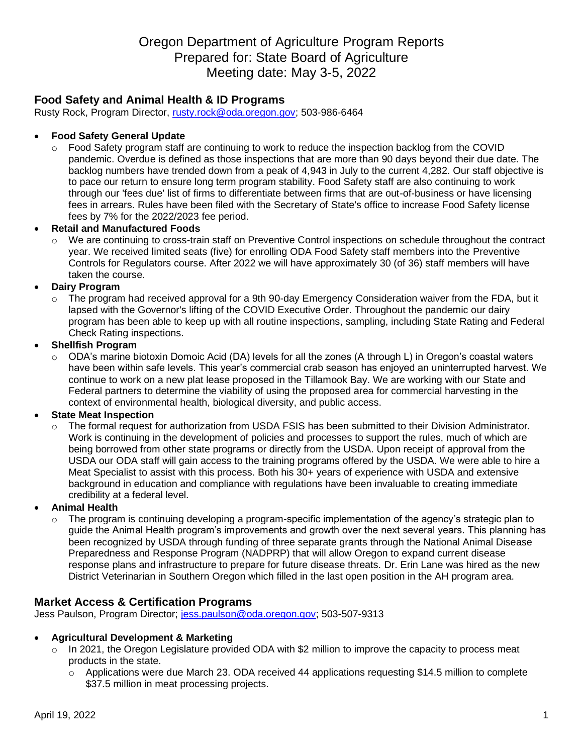# Oregon Department of Agriculture Program Reports
Prepared for: State Board of Agriculture
Meeting date: May 3-5, 2022

## Food Safety and Animal Health & ID Programs

Rusty Rock, Program Director, rusty.rock@oda.oregon.gov; 503-986-6464

- **Food Safety General Update**
  - Food Safety program staff are continuing to work to reduce the inspection backlog from the COVID pandemic. Overdue is defined as those inspections that are more than 90 days beyond their due date. The backlog numbers have trended down from a peak of 4,943 in July to the current 4,282. Our staff objective is to pace our return to ensure long term program stability. Food Safety staff are also continuing to work through our 'fees due' list of firms to differentiate between firms that are out-of-business or have licensing fees in arrears. Rules have been filed with the Secretary of State's office to increase Food Safety license fees by 7% for the 2022/2023 fee period.
- **Retail and Manufactured Foods**
  - We are continuing to cross-train staff on Preventive Control inspections on schedule throughout the contract year. We received limited seats (five) for enrolling ODA Food Safety staff members into the Preventive Controls for Regulators course. After 2022 we will have approximately 30 (of 36) staff members will have taken the course.
- **Dairy Program**
  - The program had received approval for a 9th 90-day Emergency Consideration waiver from the FDA, but it lapsed with the Governor's lifting of the COVID Executive Order. Throughout the pandemic our dairy program has been able to keep up with all routine inspections, sampling, including State Rating and Federal Check Rating inspections.
- **Shellfish Program**
  - ODA's marine biotoxin Domoic Acid (DA) levels for all the zones (A through L) in Oregon's coastal waters have been within safe levels. This year's commercial crab season has enjoyed an uninterrupted harvest. We continue to work on a new plat lease proposed in the Tillamook Bay. We are working with our State and Federal partners to determine the viability of using the proposed area for commercial harvesting in the context of environmental health, biological diversity, and public access.
- **State Meat Inspection**
  - The formal request for authorization from USDA FSIS has been submitted to their Division Administrator. Work is continuing in the development of policies and processes to support the rules, much of which are being borrowed from other state programs or directly from the USDA. Upon receipt of approval from the USDA our ODA staff will gain access to the training programs offered by the USDA. We were able to hire a Meat Specialist to assist with this process. Both his 30+ years of experience with USDA and extensive background in education and compliance with regulations have been invaluable to creating immediate credibility at a federal level.
- **Animal Health**
  - The program is continuing developing a program-specific implementation of the agency's strategic plan to guide the Animal Health program's improvements and growth over the next several years. This planning has been recognized by USDA through funding of three separate grants through the National Animal Disease Preparedness and Response Program (NADPRP) that will allow Oregon to expand current disease response plans and infrastructure to prepare for future disease threats. Dr. Erin Lane was hired as the new District Veterinarian in Southern Oregon which filled in the last open position in the AH program area.

## Market Access & Certification Programs

Jess Paulson, Program Director; jess.paulson@oda.oregon.gov; 503-507-9313

- **Agricultural Development & Marketing**
  - In 2021, the Oregon Legislature provided ODA with $2 million to improve the capacity to process meat products in the state.
    - Applications were due March 23. ODA received 44 applications requesting $14.5 million to complete $37.5 million in meat processing projects.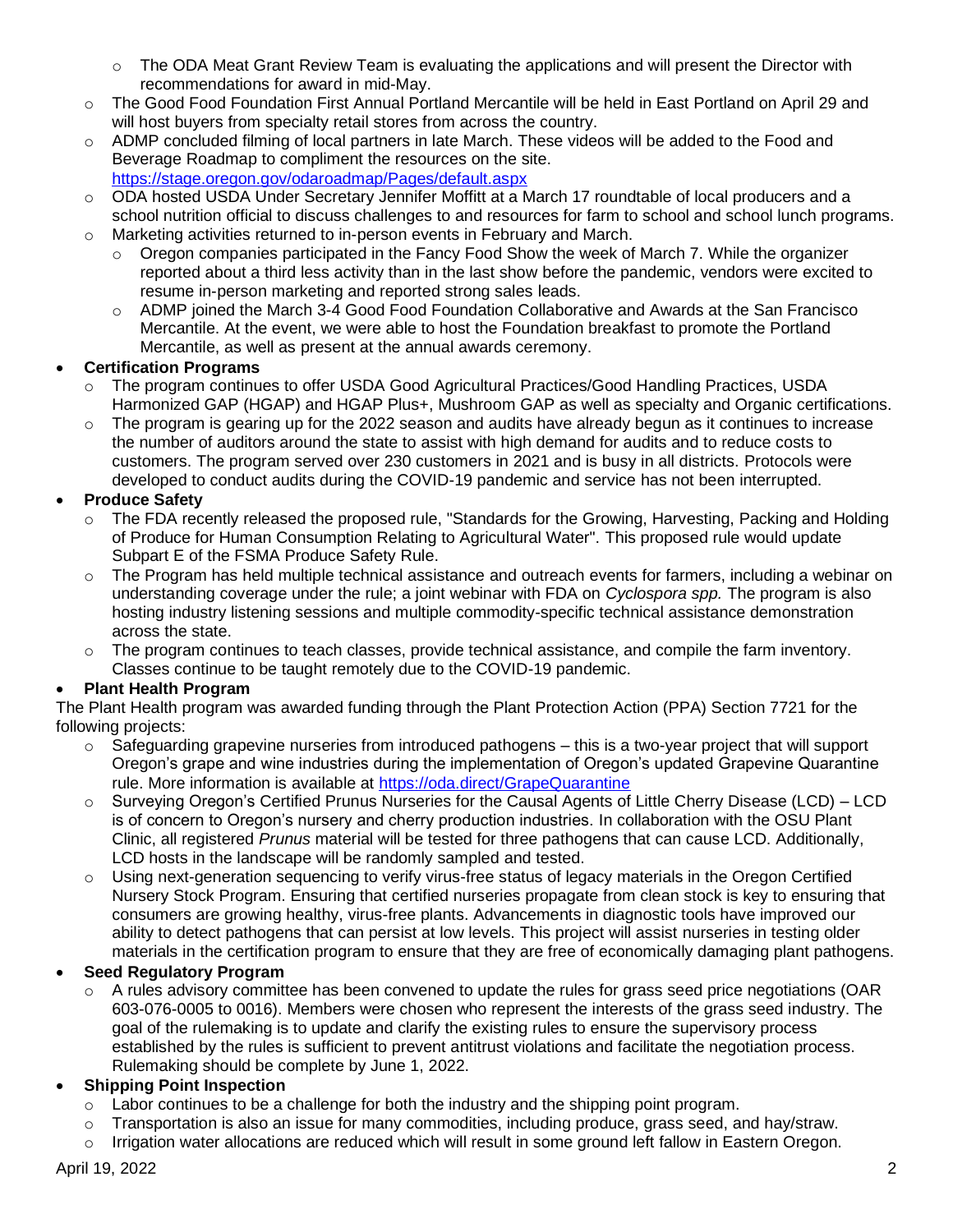- The ODA Meat Grant Review Team is evaluating the applications and will present the Director with recommendations for award in mid-May.
- The Good Food Foundation First Annual Portland Mercantile will be held in East Portland on April 29 and will host buyers from specialty retail stores from across the country.
- ADMP concluded filming of local partners in late March. These videos will be added to the Food and Beverage Roadmap to compliment the resources on the site. https://stage.oregon.gov/odaroadmap/Pages/default.aspx
- ODA hosted USDA Under Secretary Jennifer Moffitt at a March 17 roundtable of local producers and a school nutrition official to discuss challenges to and resources for farm to school and school lunch programs.
- Marketing activities returned to in-person events in February and March.
  - Oregon companies participated in the Fancy Food Show the week of March 7. While the organizer reported about a third less activity than in the last show before the pandemic, vendors were excited to resume in-person marketing and reported strong sales leads.
  - ADMP joined the March 3-4 Good Food Foundation Collaborative and Awards at the San Francisco Mercantile. At the event, we were able to host the Foundation breakfast to promote the Portland Mercantile, as well as present at the annual awards ceremony.

- **Certification Programs**
  - The program continues to offer USDA Good Agricultural Practices/Good Handling Practices, USDA Harmonized GAP (HGAP) and HGAP Plus+, Mushroom GAP as well as specialty and Organic certifications.
  - The program is gearing up for the 2022 season and audits have already begun as it continues to increase the number of auditors around the state to assist with high demand for audits and to reduce costs to customers. The program served over 230 customers in 2021 and is busy in all districts. Protocols were developed to conduct audits during the COVID-19 pandemic and service has not been interrupted.
- **Produce Safety**
  - The FDA recently released the proposed rule, "Standards for the Growing, Harvesting, Packing and Holding of Produce for Human Consumption Relating to Agricultural Water". This proposed rule would update Subpart E of the FSMA Produce Safety Rule.
  - The Program has held multiple technical assistance and outreach events for farmers, including a webinar on understanding coverage under the rule; a joint webinar with FDA on *Cyclospora spp.* The program is also hosting industry listening sessions and multiple commodity-specific technical assistance demonstration across the state.
  - The program continues to teach classes, provide technical assistance, and compile the farm inventory. Classes continue to be taught remotely due to the COVID-19 pandemic.
- **Plant Health Program**

The Plant Health program was awarded funding through the Plant Protection Action (PPA) Section 7721 for the following projects:

  - Safeguarding grapevine nurseries from introduced pathogens – this is a two-year project that will support Oregon's grape and wine industries during the implementation of Oregon's updated Grapevine Quarantine rule. More information is available at https://oda.direct/GrapeQuarantine
  - Surveying Oregon's Certified Prunus Nurseries for the Causal Agents of Little Cherry Disease (LCD) – LCD is of concern to Oregon's nursery and cherry production industries. In collaboration with the OSU Plant Clinic, all registered *Prunus* material will be tested for three pathogens that can cause LCD. Additionally, LCD hosts in the landscape will be randomly sampled and tested.
  - Using next-generation sequencing to verify virus-free status of legacy materials in the Oregon Certified Nursery Stock Program. Ensuring that certified nurseries propagate from clean stock is key to ensuring that consumers are growing healthy, virus-free plants. Advancements in diagnostic tools have improved our ability to detect pathogens that can persist at low levels. This project will assist nurseries in testing older materials in the certification program to ensure that they are free of economically damaging plant pathogens.
- **Seed Regulatory Program**
  - A rules advisory committee has been convened to update the rules for grass seed price negotiations (OAR 603-076-0005 to 0016). Members were chosen who represent the interests of the grass seed industry. The goal of the rulemaking is to update and clarify the existing rules to ensure the supervisory process established by the rules is sufficient to prevent antitrust violations and facilitate the negotiation process. Rulemaking should be complete by June 1, 2022.
- **Shipping Point Inspection**
  - Labor continues to be a challenge for both the industry and the shipping point program.
  - Transportation is also an issue for many commodities, including produce, grass seed, and hay/straw.
  - Irrigation water allocations are reduced which will result in some ground left fallow in Eastern Oregon.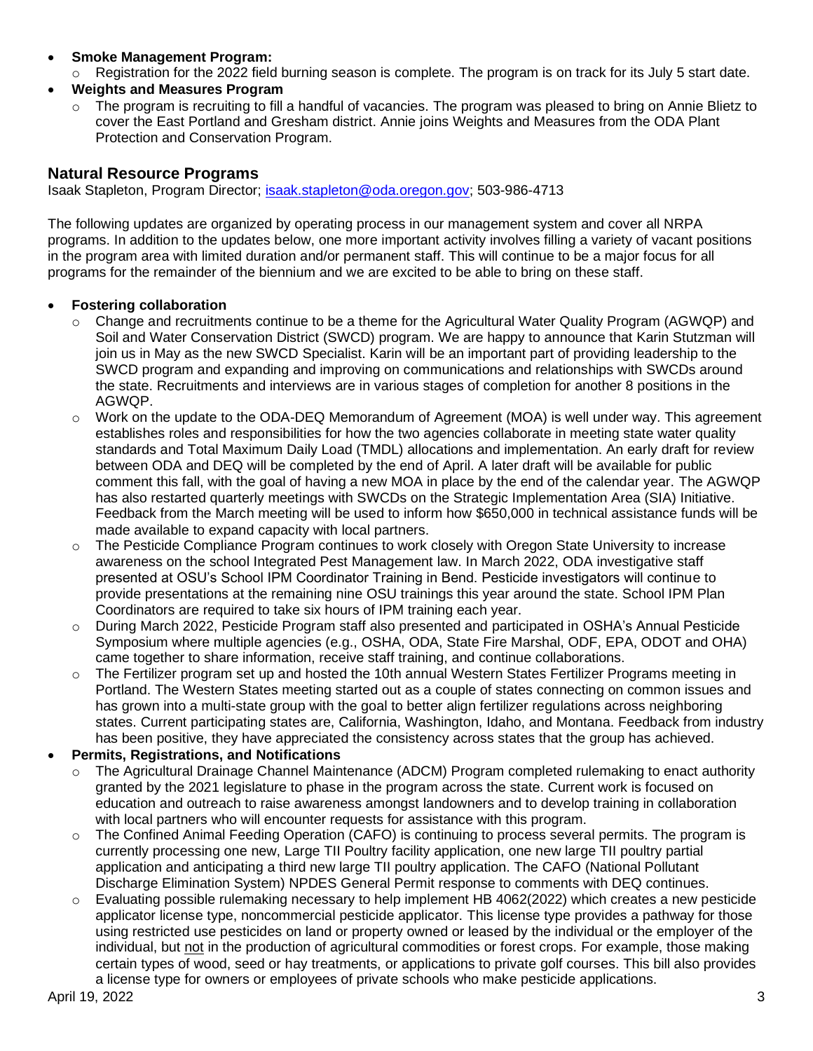- **Smoke Management Program:**
  - Registration for the 2022 field burning season is complete. The program is on track for its July 5 start date.
- **Weights and Measures Program**
  - The program is recruiting to fill a handful of vacancies. The program was pleased to bring on Annie Blietz to cover the East Portland and Gresham district. Annie joins Weights and Measures from the ODA Plant Protection and Conservation Program.

## Natural Resource Programs

Isaak Stapleton, Program Director; isaak.stapleton@oda.oregon.gov; 503-986-4713

The following updates are organized by operating process in our management system and cover all NRPA programs. In addition to the updates below, one more important activity involves filling a variety of vacant positions in the program area with limited duration and/or permanent staff. This will continue to be a major focus for all programs for the remainder of the biennium and we are excited to be able to bring on these staff.

- **Fostering collaboration**
  - Change and recruitments continue to be a theme for the Agricultural Water Quality Program (AGWQP) and Soil and Water Conservation District (SWCD) program. We are happy to announce that Karin Stutzman will join us in May as the new SWCD Specialist. Karin will be an important part of providing leadership to the SWCD program and expanding and improving on communications and relationships with SWCDs around the state. Recruitments and interviews are in various stages of completion for another 8 positions in the AGWQP.
  - Work on the update to the ODA-DEQ Memorandum of Agreement (MOA) is well under way. This agreement establishes roles and responsibilities for how the two agencies collaborate in meeting state water quality standards and Total Maximum Daily Load (TMDL) allocations and implementation. An early draft for review between ODA and DEQ will be completed by the end of April. A later draft will be available for public comment this fall, with the goal of having a new MOA in place by the end of the calendar year. The AGWQP has also restarted quarterly meetings with SWCDs on the Strategic Implementation Area (SIA) Initiative. Feedback from the March meeting will be used to inform how $650,000 in technical assistance funds will be made available to expand capacity with local partners.
  - The Pesticide Compliance Program continues to work closely with Oregon State University to increase awareness on the school Integrated Pest Management law. In March 2022, ODA investigative staff presented at OSU's School IPM Coordinator Training in Bend. Pesticide investigators will continue to provide presentations at the remaining nine OSU trainings this year around the state. School IPM Plan Coordinators are required to take six hours of IPM training each year.
  - During March 2022, Pesticide Program staff also presented and participated in OSHA's Annual Pesticide Symposium where multiple agencies (e.g., OSHA, ODA, State Fire Marshal, ODF, EPA, ODOT and OHA) came together to share information, receive staff training, and continue collaborations.
  - The Fertilizer program set up and hosted the 10th annual Western States Fertilizer Programs meeting in Portland. The Western States meeting started out as a couple of states connecting on common issues and has grown into a multi-state group with the goal to better align fertilizer regulations across neighboring states. Current participating states are, California, Washington, Idaho, and Montana. Feedback from industry has been positive, they have appreciated the consistency across states that the group has achieved.
- **Permits, Registrations, and Notifications**
  - The Agricultural Drainage Channel Maintenance (ADCM) Program completed rulemaking to enact authority granted by the 2021 legislature to phase in the program across the state. Current work is focused on education and outreach to raise awareness amongst landowners and to develop training in collaboration with local partners who will encounter requests for assistance with this program.
  - The Confined Animal Feeding Operation (CAFO) is continuing to process several permits. The program is currently processing one new, Large TII Poultry facility application, one new large TII poultry partial application and anticipating a third new large TII poultry application. The CAFO (National Pollutant Discharge Elimination System) NPDES General Permit response to comments with DEQ continues.
  - Evaluating possible rulemaking necessary to help implement HB 4062(2022) which creates a new pesticide applicator license type, noncommercial pesticide applicator. This license type provides a pathway for those using restricted use pesticides on land or property owned or leased by the individual or the employer of the individual, but <u>not</u> in the production of agricultural commodities or forest crops. For example, those making certain types of wood, seed or hay treatments, or applications to private golf courses. This bill also provides a license type for owners or employees of private schools who make pesticide applications.

April 19, 2022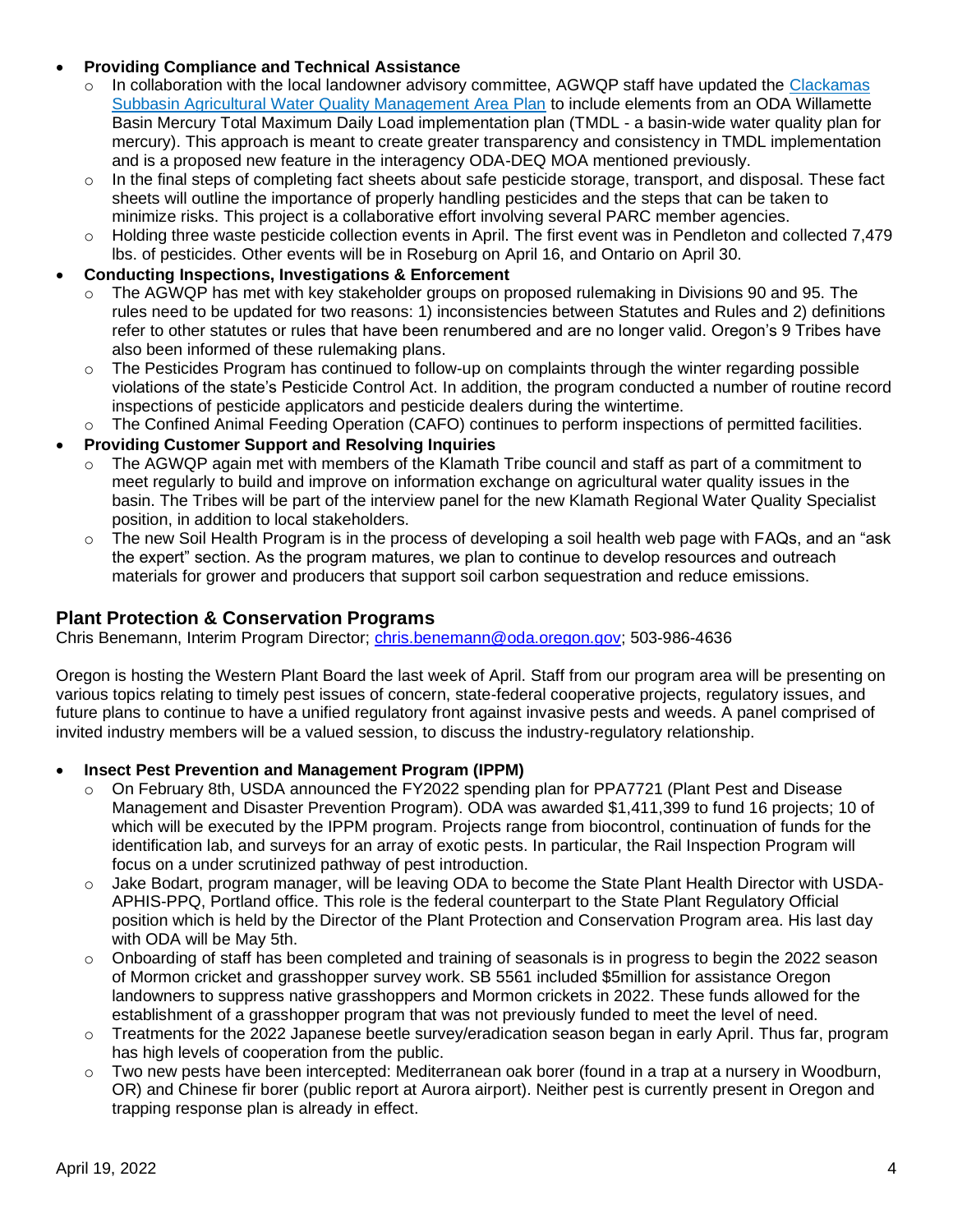- **Providing Compliance and Technical Assistance**
  - In collaboration with the local landowner advisory committee, AGWQP staff have updated the [Clackamas Subbasin Agricultural Water Quality Management Area Plan](#) to include elements from an ODA Willamette Basin Mercury Total Maximum Daily Load implementation plan (TMDL - a basin-wide water quality plan for mercury). This approach is meant to create greater transparency and consistency in TMDL implementation and is a proposed new feature in the interagency ODA-DEQ MOA mentioned previously.
  - In the final steps of completing fact sheets about safe pesticide storage, transport, and disposal. These fact sheets will outline the importance of properly handling pesticides and the steps that can be taken to minimize risks. This project is a collaborative effort involving several PARC member agencies.
  - Holding three waste pesticide collection events in April. The first event was in Pendleton and collected 7,479 lbs. of pesticides. Other events will be in Roseburg on April 16, and Ontario on April 30.
- **Conducting Inspections, Investigations & Enforcement**
  - The AGWQP has met with key stakeholder groups on proposed rulemaking in Divisions 90 and 95. The rules need to be updated for two reasons: 1) inconsistencies between Statutes and Rules and 2) definitions refer to other statutes or rules that have been renumbered and are no longer valid. Oregon's 9 Tribes have also been informed of these rulemaking plans.
  - The Pesticides Program has continued to follow-up on complaints through the winter regarding possible violations of the state's Pesticide Control Act. In addition, the program conducted a number of routine record inspections of pesticide applicators and pesticide dealers during the wintertime.
  - The Confined Animal Feeding Operation (CAFO) continues to perform inspections of permitted facilities.
- **Providing Customer Support and Resolving Inquiries**
  - The AGWQP again met with members of the Klamath Tribe council and staff as part of a commitment to meet regularly to build and improve on information exchange on agricultural water quality issues in the basin. The Tribes will be part of the interview panel for the new Klamath Regional Water Quality Specialist position, in addition to local stakeholders.
  - The new Soil Health Program is in the process of developing a soil health web page with FAQs, and an "ask the expert" section. As the program matures, we plan to continue to develop resources and outreach materials for grower and producers that support soil carbon sequestration and reduce emissions.

## Plant Protection & Conservation Programs

Chris Benemann, Interim Program Director; chris.benemann@oda.oregon.gov; 503-986-4636

Oregon is hosting the Western Plant Board the last week of April. Staff from our program area will be presenting on various topics relating to timely pest issues of concern, state-federal cooperative projects, regulatory issues, and future plans to continue to have a unified regulatory front against invasive pests and weeds. A panel comprised of invited industry members will be a valued session, to discuss the industry-regulatory relationship.

- **Insect Pest Prevention and Management Program (IPPM)**
  - On February 8th, USDA announced the FY2022 spending plan for PPA7721 (Plant Pest and Disease Management and Disaster Prevention Program). ODA was awarded $1,411,399 to fund 16 projects; 10 of which will be executed by the IPPM program. Projects range from biocontrol, continuation of funds for the identification lab, and surveys for an array of exotic pests. In particular, the Rail Inspection Program will focus on a under scrutinized pathway of pest introduction.
  - Jake Bodart, program manager, will be leaving ODA to become the State Plant Health Director with USDA-APHIS-PPQ, Portland office. This role is the federal counterpart to the State Plant Regulatory Official position which is held by the Director of the Plant Protection and Conservation Program area. His last day with ODA will be May 5th.
  - Onboarding of staff has been completed and training of seasonals is in progress to begin the 2022 season of Mormon cricket and grasshopper survey work. SB 5561 included $5million for assistance Oregon landowners to suppress native grasshoppers and Mormon crickets in 2022. These funds allowed for the establishment of a grasshopper program that was not previously funded to meet the level of need.
  - Treatments for the 2022 Japanese beetle survey/eradication season began in early April. Thus far, program has high levels of cooperation from the public.
  - Two new pests have been intercepted: Mediterranean oak borer (found in a trap at a nursery in Woodburn, OR) and Chinese fir borer (public report at Aurora airport). Neither pest is currently present in Oregon and trapping response plan is already in effect.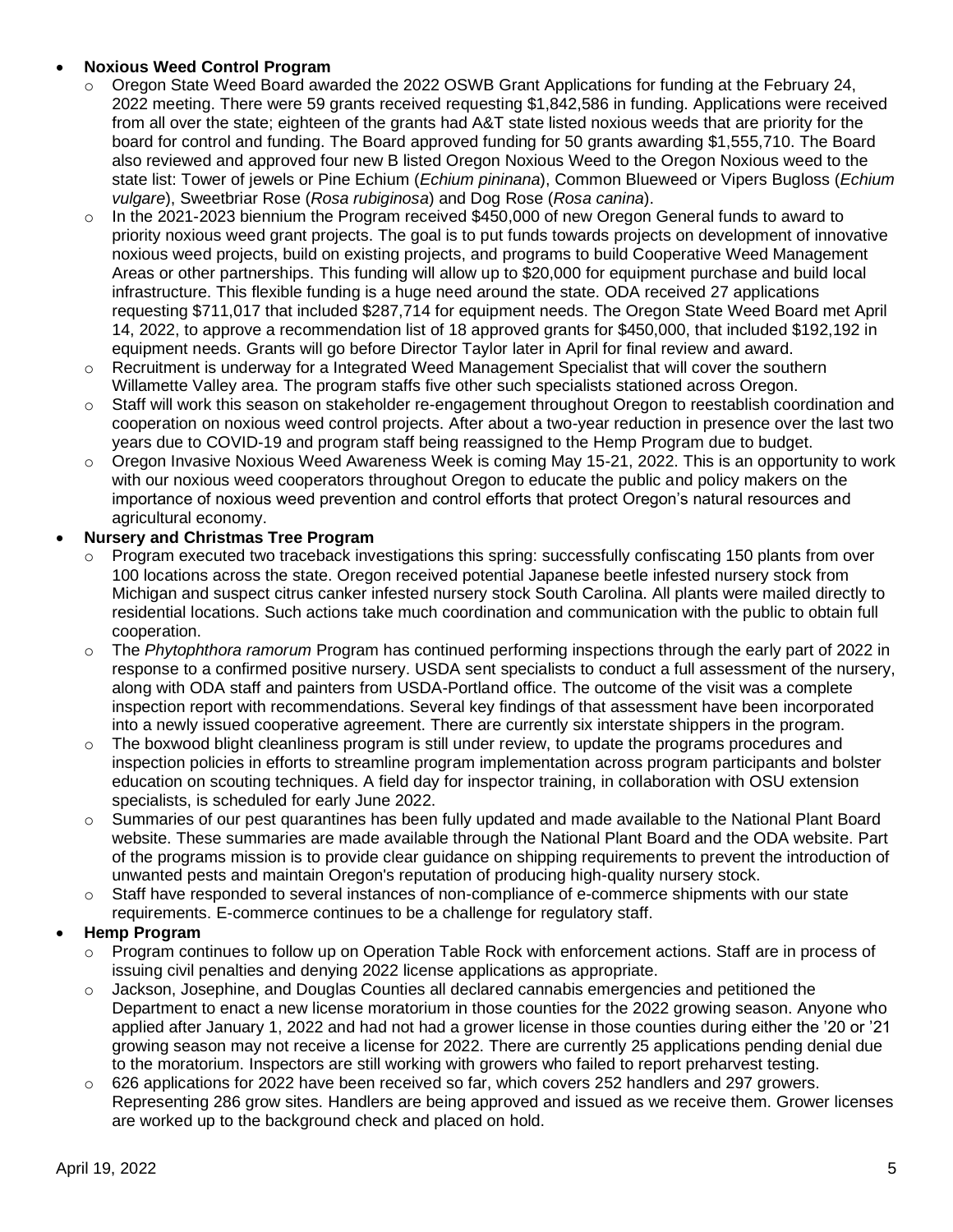- **Noxious Weed Control Program**
  - Oregon State Weed Board awarded the 2022 OSWB Grant Applications for funding at the February 24, 2022 meeting. There were 59 grants received requesting $1,842,586 in funding. Applications were received from all over the state; eighteen of the grants had A&T state listed noxious weeds that are priority for the board for control and funding. The Board approved funding for 50 grants awarding $1,555,710. The Board also reviewed and approved four new B listed Oregon Noxious Weed to the Oregon Noxious weed to the state list: Tower of jewels or Pine Echium (*Echium pininana*), Common Blueweed or Vipers Bugloss (*Echium vulgare*), Sweetbriar Rose (*Rosa rubiginosa*) and Dog Rose (*Rosa canina*).
  - In the 2021-2023 biennium the Program received $450,000 of new Oregon General funds to award to priority noxious weed grant projects. The goal is to put funds towards projects on development of innovative noxious weed projects, build on existing projects, and programs to build Cooperative Weed Management Areas or other partnerships. This funding will allow up to $20,000 for equipment purchase and build local infrastructure. This flexible funding is a huge need around the state. ODA received 27 applications requesting $711,017 that included $287,714 for equipment needs. The Oregon State Weed Board met April 14, 2022, to approve a recommendation list of 18 approved grants for $450,000, that included $192,192 in equipment needs. Grants will go before Director Taylor later in April for final review and award.
  - Recruitment is underway for a Integrated Weed Management Specialist that will cover the southern Willamette Valley area. The program staffs five other such specialists stationed across Oregon.
  - Staff will work this season on stakeholder re-engagement throughout Oregon to reestablish coordination and cooperation on noxious weed control projects. After about a two-year reduction in presence over the last two years due to COVID-19 and program staff being reassigned to the Hemp Program due to budget.
  - Oregon Invasive Noxious Weed Awareness Week is coming May 15-21, 2022. This is an opportunity to work with our noxious weed cooperators throughout Oregon to educate the public and policy makers on the importance of noxious weed prevention and control efforts that protect Oregon's natural resources and agricultural economy.
- **Nursery and Christmas Tree Program**
  - Program executed two traceback investigations this spring: successfully confiscating 150 plants from over 100 locations across the state. Oregon received potential Japanese beetle infested nursery stock from Michigan and suspect citrus canker infested nursery stock South Carolina. All plants were mailed directly to residential locations. Such actions take much coordination and communication with the public to obtain full cooperation.
  - The *Phytophthora ramorum* Program has continued performing inspections through the early part of 2022 in response to a confirmed positive nursery. USDA sent specialists to conduct a full assessment of the nursery, along with ODA staff and painters from USDA-Portland office. The outcome of the visit was a complete inspection report with recommendations. Several key findings of that assessment have been incorporated into a newly issued cooperative agreement. There are currently six interstate shippers in the program.
  - The boxwood blight cleanliness program is still under review, to update the programs procedures and inspection policies in efforts to streamline program implementation across program participants and bolster education on scouting techniques. A field day for inspector training, in collaboration with OSU extension specialists, is scheduled for early June 2022.
  - Summaries of our pest quarantines has been fully updated and made available to the National Plant Board website. These summaries are made available through the National Plant Board and the ODA website. Part of the programs mission is to provide clear guidance on shipping requirements to prevent the introduction of unwanted pests and maintain Oregon's reputation of producing high-quality nursery stock.
  - Staff have responded to several instances of non-compliance of e-commerce shipments with our state requirements. E-commerce continues to be a challenge for regulatory staff.
- **Hemp Program**
  - Program continues to follow up on Operation Table Rock with enforcement actions. Staff are in process of issuing civil penalties and denying 2022 license applications as appropriate.
  - Jackson, Josephine, and Douglas Counties all declared cannabis emergencies and petitioned the Department to enact a new license moratorium in those counties for the 2022 growing season. Anyone who applied after January 1, 2022 and had not had a grower license in those counties during either the '20 or '21 growing season may not receive a license for 2022. There are currently 25 applications pending denial due to the moratorium. Inspectors are still working with growers who failed to report preharvest testing.
  - 626 applications for 2022 have been received so far, which covers 252 handlers and 297 growers. Representing 286 grow sites. Handlers are being approved and issued as we receive them. Grower licenses are worked up to the background check and placed on hold.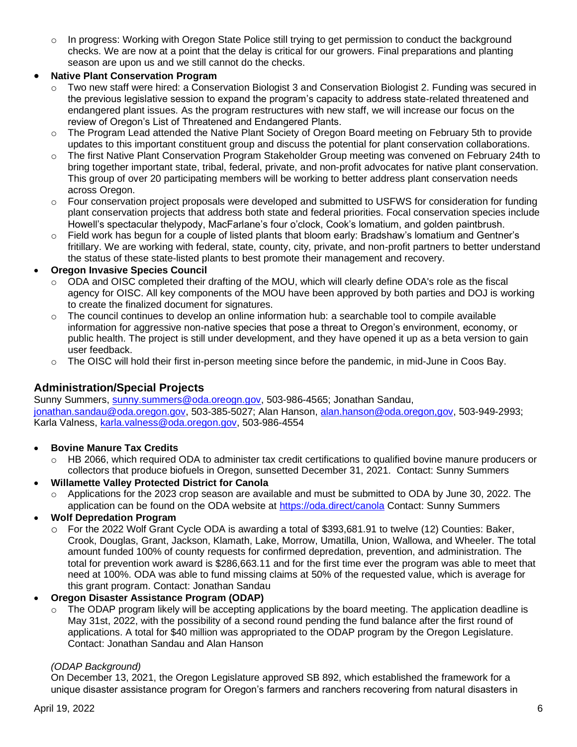- In progress: Working with Oregon State Police still trying to get permission to conduct the background checks. We are now at a point that the delay is critical for our growers. Final preparations and planting season are upon us and we still cannot do the checks.

- **Native Plant Conservation Program**
  - Two new staff were hired: a Conservation Biologist 3 and Conservation Biologist 2. Funding was secured in the previous legislative session to expand the program's capacity to address state-related threatened and endangered plant issues. As the program restructures with new staff, we will increase our focus on the review of Oregon's List of Threatened and Endangered Plants.
  - The Program Lead attended the Native Plant Society of Oregon Board meeting on February 5th to provide updates to this important constituent group and discuss the potential for plant conservation collaborations.
  - The first Native Plant Conservation Program Stakeholder Group meeting was convened on February 24th to bring together important state, tribal, federal, private, and non-profit advocates for native plant conservation. This group of over 20 participating members will be working to better address plant conservation needs across Oregon.
  - Four conservation project proposals were developed and submitted to USFWS for consideration for funding plant conservation projects that address both state and federal priorities. Focal conservation species include Howell's spectacular thelypody, MacFarlane's four o'clock, Cook's lomatium, and golden paintbrush.
  - Field work has begun for a couple of listed plants that bloom early: Bradshaw's lomatium and Gentner's fritillary. We are working with federal, state, county, city, private, and non-profit partners to better understand the status of these state-listed plants to best promote their management and recovery.

- **Oregon Invasive Species Council**
  - ODA and OISC completed their drafting of the MOU, which will clearly define ODA's role as the fiscal agency for OISC. All key components of the MOU have been approved by both parties and DOJ is working to create the finalized document for signatures.
  - The council continues to develop an online information hub: a searchable tool to compile available information for aggressive non-native species that pose a threat to Oregon's environment, economy, or public health. The project is still under development, and they have opened it up as a beta version to gain user feedback.
  - The OISC will hold their first in-person meeting since before the pandemic, in mid-June in Coos Bay.

## Administration/Special Projects

Sunny Summers, sunny.summers@oda.oreogn.gov, 503-986-4565; Jonathan Sandau, jonathan.sandau@oda.oregon.gov, 503-385-5027; Alan Hanson, alan.hanson@oda.oregon,gov, 503-949-2993; Karla Valness, karla.valness@oda.oregon.gov, 503-986-4554

- **Bovine Manure Tax Credits**
  - HB 2066, which required ODA to administer tax credit certifications to qualified bovine manure producers or collectors that produce biofuels in Oregon, sunsetted December 31, 2021. Contact: Sunny Summers

- **Willamette Valley Protected District for Canola**
  - Applications for the 2023 crop season are available and must be submitted to ODA by June 30, 2022. The application can be found on the ODA website at https://oda.direct/canola Contact: Sunny Summers

- **Wolf Depredation Program**
  - For the 2022 Wolf Grant Cycle ODA is awarding a total of $393,681.91 to twelve (12) Counties: Baker, Crook, Douglas, Grant, Jackson, Klamath, Lake, Morrow, Umatilla, Union, Wallowa, and Wheeler. The total amount funded 100% of county requests for confirmed depredation, prevention, and administration. The total for prevention work award is $286,663.11 and for the first time ever the program was able to meet that need at 100%. ODA was able to fund missing claims at 50% of the requested value, which is average for this grant program. Contact: Jonathan Sandau

- **Oregon Disaster Assistance Program (ODAP)**
  - The ODAP program likely will be accepting applications by the board meeting. The application deadline is May 31st, 2022, with the possibility of a second round pending the fund balance after the first round of applications. A total for $40 million was appropriated to the ODAP program by the Oregon Legislature. Contact: Jonathan Sandau and Alan Hanson

*(ODAP Background)*

On December 13, 2021, the Oregon Legislature approved SB 892, which established the framework for a unique disaster assistance program for Oregon's farmers and ranchers recovering from natural disasters in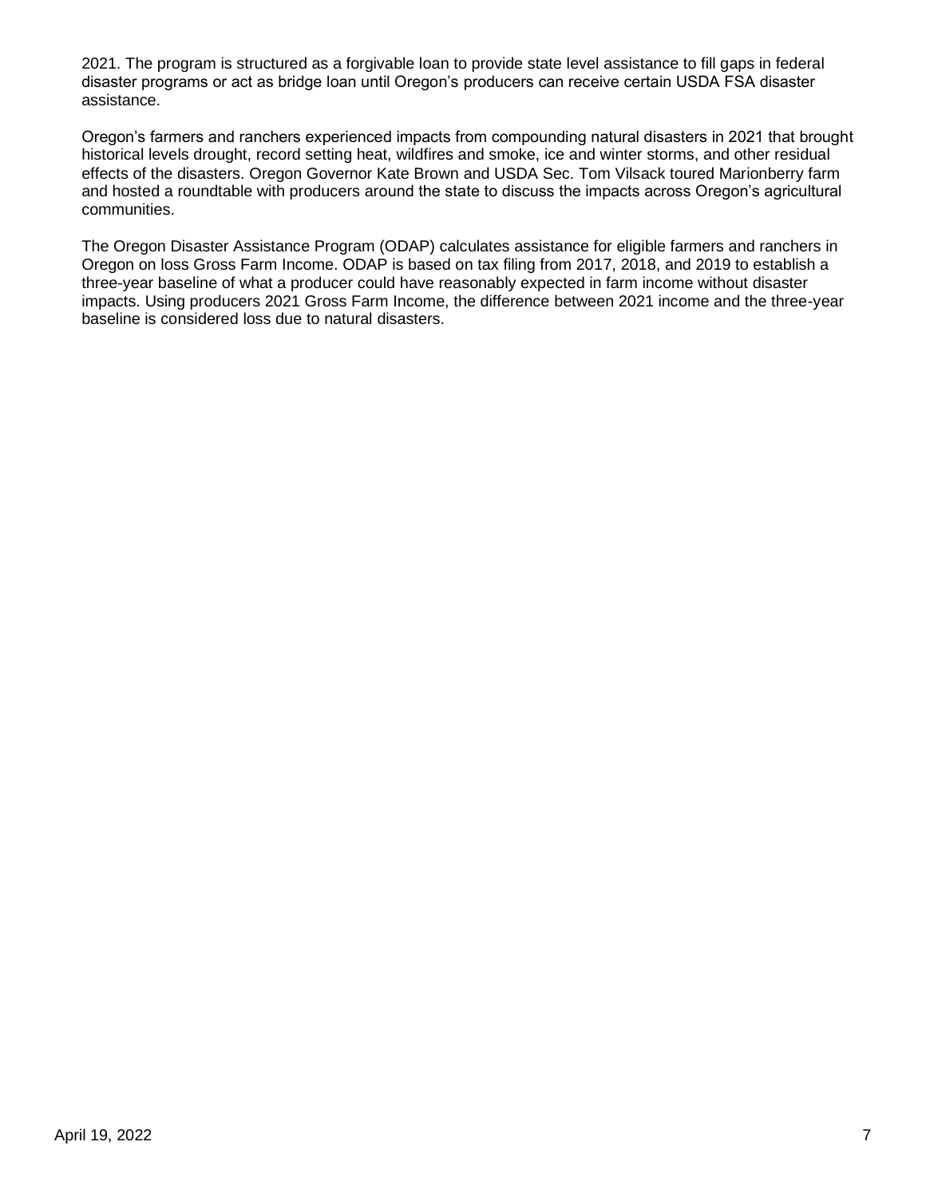2021. The program is structured as a forgivable loan to provide state level assistance to fill gaps in federal disaster programs or act as bridge loan until Oregon's producers can receive certain USDA FSA disaster assistance.

Oregon's farmers and ranchers experienced impacts from compounding natural disasters in 2021 that brought historical levels drought, record setting heat, wildfires and smoke, ice and winter storms, and other residual effects of the disasters. Oregon Governor Kate Brown and USDA Sec. Tom Vilsack toured Marionberry farm and hosted a roundtable with producers around the state to discuss the impacts across Oregon's agricultural communities.

The Oregon Disaster Assistance Program (ODAP) calculates assistance for eligible farmers and ranchers in Oregon on loss Gross Farm Income. ODAP is based on tax filing from 2017, 2018, and 2019 to establish a three-year baseline of what a producer could have reasonably expected in farm income without disaster impacts. Using producers 2021 Gross Farm Income, the difference between 2021 income and the three-year baseline is considered loss due to natural disasters.